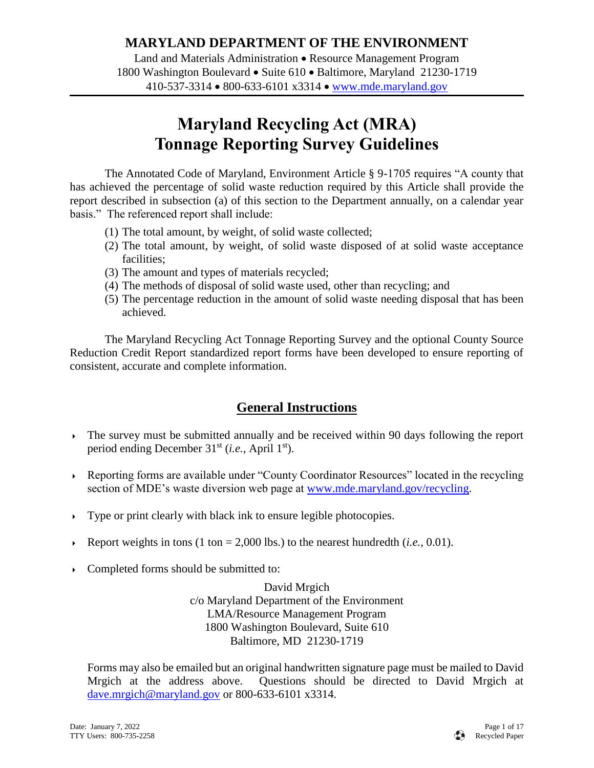**MARYLAND DEPARTMENT OF THE ENVIRONMENT**

Land and Materials Administration • Resource Management Program
1800 Washington Boulevard • Suite 610 • Baltimore, Maryland 21230-1719
410-537-3314 • 800-633-6101 x3314 • www.mde.maryland.gov

# Maryland Recycling Act (MRA) Tonnage Reporting Survey Guidelines

The Annotated Code of Maryland, Environment Article § 9-1705 requires "A county that has achieved the percentage of solid waste reduction required by this Article shall provide the report described in subsection (a) of this section to the Department annually, on a calendar year basis." The referenced report shall include:

(1) The total amount, by weight, of solid waste collected;
(2) The total amount, by weight, of solid waste disposed of at solid waste acceptance facilities;
(3) The amount and types of materials recycled;
(4) The methods of disposal of solid waste used, other than recycling; and
(5) The percentage reduction in the amount of solid waste needing disposal that has been achieved.

The Maryland Recycling Act Tonnage Reporting Survey and the optional County Source Reduction Credit Report standardized report forms have been developed to ensure reporting of consistent, accurate and complete information.

## General Instructions

- The survey must be submitted annually and be received within 90 days following the report period ending December 31st (*i.e.*, April 1st).
- Reporting forms are available under "County Coordinator Resources" located in the recycling section of MDE's waste diversion web page at www.mde.maryland.gov/recycling.
- Type or print clearly with black ink to ensure legible photocopies.
- Report weights in tons (1 ton = 2,000 lbs.) to the nearest hundredth (*i.e.*, 0.01).
- Completed forms should be submitted to:

  David Mrgich
  c/o Maryland Department of the Environment
  LMA/Resource Management Program
  1800 Washington Boulevard, Suite 610
  Baltimore, MD 21230-1719

  Forms may also be emailed but an original handwritten signature page must be mailed to David Mrgich at the address above. Questions should be directed to David Mrgich at dave.mrgich@maryland.gov or 800-633-6101 x3314.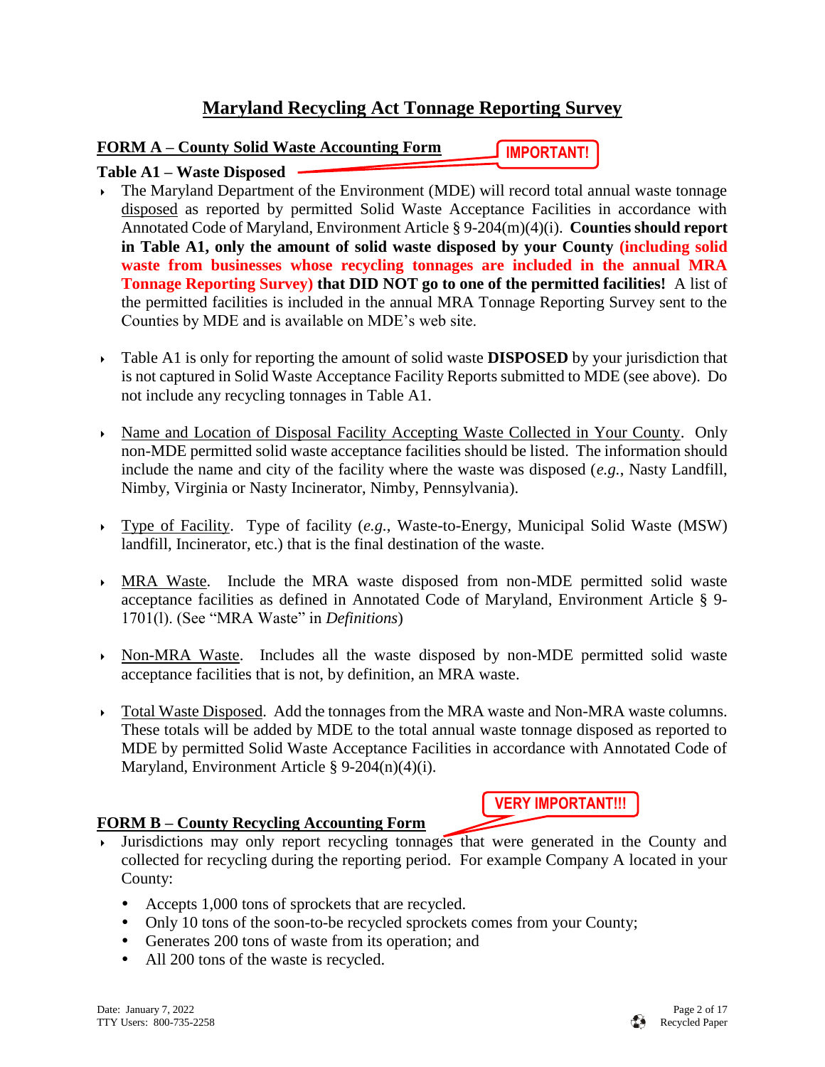# Maryland Recycling Act Tonnage Reporting Survey

## FORM A – County Solid Waste Accounting Form

IMPORTANT!

### Table A1 – Waste Disposed

- The Maryland Department of the Environment (MDE) will record total annual waste tonnage disposed as reported by permitted Solid Waste Acceptance Facilities in accordance with Annotated Code of Maryland, Environment Article § 9-204(m)(4)(i). **Counties should report in Table A1, only the amount of solid waste disposed by your County (including solid waste from businesses whose recycling tonnages are included in the annual MRA Tonnage Reporting Survey) that DID NOT go to one of the permitted facilities!** A list of the permitted facilities is included in the annual MRA Tonnage Reporting Survey sent to the Counties by MDE and is available on MDE's web site.

- Table A1 is only for reporting the amount of solid waste **DISPOSED** by your jurisdiction that is not captured in Solid Waste Acceptance Facility Reports submitted to MDE (see above). Do not include any recycling tonnages in Table A1.

- Name and Location of Disposal Facility Accepting Waste Collected in Your County. Only non-MDE permitted solid waste acceptance facilities should be listed. The information should include the name and city of the facility where the waste was disposed (*e.g.*, Nasty Landfill, Nimby, Virginia or Nasty Incinerator, Nimby, Pennsylvania).

- Type of Facility. Type of facility (*e.g.*, Waste-to-Energy, Municipal Solid Waste (MSW) landfill, Incinerator, etc.) that is the final destination of the waste.

- MRA Waste. Include the MRA waste disposed from non-MDE permitted solid waste acceptance facilities as defined in Annotated Code of Maryland, Environment Article § 9-1701(l). (See "MRA Waste" in *Definitions*)

- Non-MRA Waste. Includes all the waste disposed by non-MDE permitted solid waste acceptance facilities that is not, by definition, an MRA waste.

- Total Waste Disposed. Add the tonnages from the MRA waste and Non-MRA waste columns. These totals will be added by MDE to the total annual waste tonnage disposed as reported to MDE by permitted Solid Waste Acceptance Facilities in accordance with Annotated Code of Maryland, Environment Article § 9-204(n)(4)(i).

## FORM B – County Recycling Accounting Form

VERY IMPORTANT!!!

- Jurisdictions may only report recycling tonnages that were generated in the County and collected for recycling during the reporting period. For example Company A located in your County:
  - Accepts 1,000 tons of sprockets that are recycled.
  - Only 10 tons of the soon-to-be recycled sprockets comes from your County;
  - Generates 200 tons of waste from its operation; and
  - All 200 tons of the waste is recycled.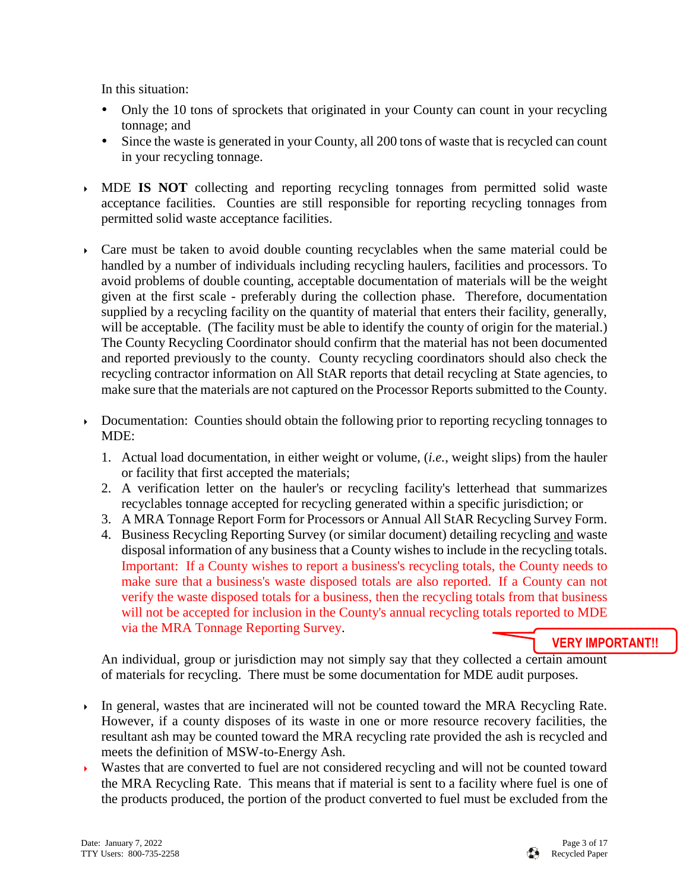In this situation:

- Only the 10 tons of sprockets that originated in your County can count in your recycling tonnage; and
- Since the waste is generated in your County, all 200 tons of waste that is recycled can count in your recycling tonnage.

- MDE **IS NOT** collecting and reporting recycling tonnages from permitted solid waste acceptance facilities. Counties are still responsible for reporting recycling tonnages from permitted solid waste acceptance facilities.

- Care must be taken to avoid double counting recyclables when the same material could be handled by a number of individuals including recycling haulers, facilities and processors. To avoid problems of double counting, acceptable documentation of materials will be the weight given at the first scale - preferably during the collection phase. Therefore, documentation supplied by a recycling facility on the quantity of material that enters their facility, generally, will be acceptable. (The facility must be able to identify the county of origin for the material.) The County Recycling Coordinator should confirm that the material has not been documented and reported previously to the county. County recycling coordinators should also check the recycling contractor information on All StAR reports that detail recycling at State agencies, to make sure that the materials are not captured on the Processor Reports submitted to the County.

- Documentation: Counties should obtain the following prior to reporting recycling tonnages to MDE:

  1. Actual load documentation, in either weight or volume, (*i.e.*, weight slips) from the hauler or facility that first accepted the materials;
  2. A verification letter on the hauler's or recycling facility's letterhead that summarizes recyclables tonnage accepted for recycling generated within a specific jurisdiction; or
  3. A MRA Tonnage Report Form for Processors or Annual All StAR Recycling Survey Form.
  4. Business Recycling Reporting Survey (or similar document) detailing recycling and waste disposal information of any business that a County wishes to include in the recycling totals. Important: If a County wishes to report a business's recycling totals, the County needs to make sure that a business's waste disposed totals are also reported. If a County can not verify the waste disposed totals for a business, then the recycling totals from that business will not be accepted for inclusion in the County's annual recycling totals reported to MDE via the MRA Tonnage Reporting Survey.

  **VERY IMPORTANT!!**

  An individual, group or jurisdiction may not simply say that they collected a certain amount of materials for recycling. There must be some documentation for MDE audit purposes.

- In general, wastes that are incinerated will not be counted toward the MRA Recycling Rate. However, if a county disposes of its waste in one or more resource recovery facilities, the resultant ash may be counted toward the MRA recycling rate provided the ash is recycled and meets the definition of MSW-to-Energy Ash.
- Wastes that are converted to fuel are not considered recycling and will not be counted toward the MRA Recycling Rate. This means that if material is sent to a facility where fuel is one of the products produced, the portion of the product converted to fuel must be excluded from the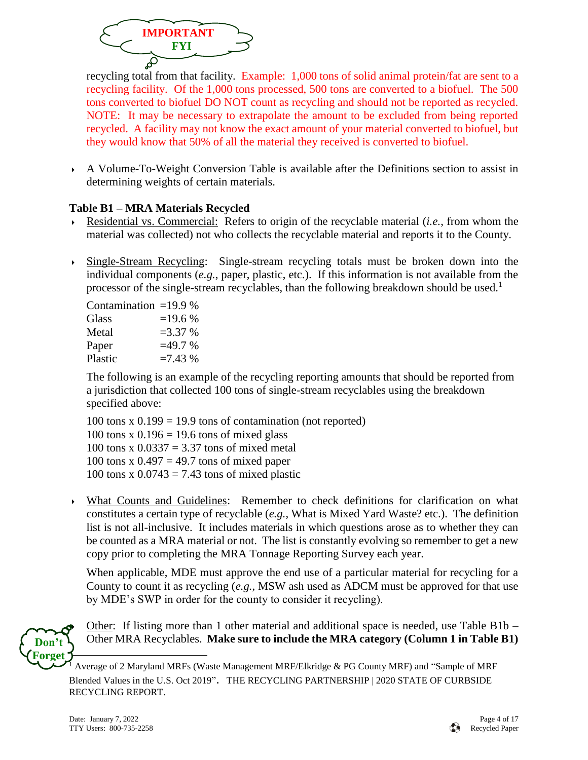**IMPORTANT FYI**

recycling total from that facility. Example: 1,000 tons of solid animal protein/fat are sent to a recycling facility. Of the 1,000 tons processed, 500 tons are converted to a biofuel. The 500 tons converted to biofuel DO NOT count as recycling and should not be reported as recycled. NOTE: It may be necessary to extrapolate the amount to be excluded from being reported recycled. A facility may not know the exact amount of your material converted to biofuel, but they would know that 50% of all the material they received is converted to biofuel.

- A Volume-To-Weight Conversion Table is available after the Definitions section to assist in determining weights of certain materials.

### Table B1 – MRA Materials Recycled

- Residential vs. Commercial: Refers to origin of the recyclable material (*i.e.*, from whom the material was collected) not who collects the recyclable material and reports it to the County.

- Single-Stream Recycling: Single-stream recycling totals must be broken down into the individual components (*e.g.*, paper, plastic, etc.). If this information is not available from the processor of the single-stream recyclables, than the following breakdown should be used.[1]

  Contamination =19.9 %
  Glass =19.6 %
  Metal =3.37 %
  Paper =49.7 %
  Plastic =7.43 %

  The following is an example of the recycling reporting amounts that should be reported from a jurisdiction that collected 100 tons of single-stream recyclables using the breakdown specified above:

  100 tons x 0.199 = 19.9 tons of contamination (not reported)
  100 tons x 0.196 = 19.6 tons of mixed glass
  100 tons x 0.0337 = 3.37 tons of mixed metal
  100 tons x 0.497 = 49.7 tons of mixed paper
  100 tons x 0.0743 = 7.43 tons of mixed plastic

- What Counts and Guidelines: Remember to check definitions for clarification on what constitutes a certain type of recyclable (*e.g.*, What is Mixed Yard Waste? etc.). The definition list is not all-inclusive. It includes materials in which questions arose as to whether they can be counted as a MRA material or not. The list is constantly evolving so remember to get a new copy prior to completing the MRA Tonnage Reporting Survey each year.

  When applicable, MDE must approve the end use of a particular material for recycling for a County to count it as recycling (*e.g.*, MSW ash used as ADCM must be approved for that use by MDE's SWP in order for the county to consider it recycling).

**Don't Forget**

Other: If listing more than 1 other material and additional space is needed, use Table B1b – Other MRA Recyclables. **Make sure to include the MRA category (Column 1 in Table B1)**

[1] Average of 2 Maryland MRFs (Waste Management MRF/Elkridge & PG County MRF) and "Sample of MRF Blended Values in the U.S. Oct 2019". THE RECYCLING PARTNERSHIP | 2020 STATE OF CURBSIDE RECYCLING REPORT.

Date: January 7, 2022
TTY Users: 800-735-2258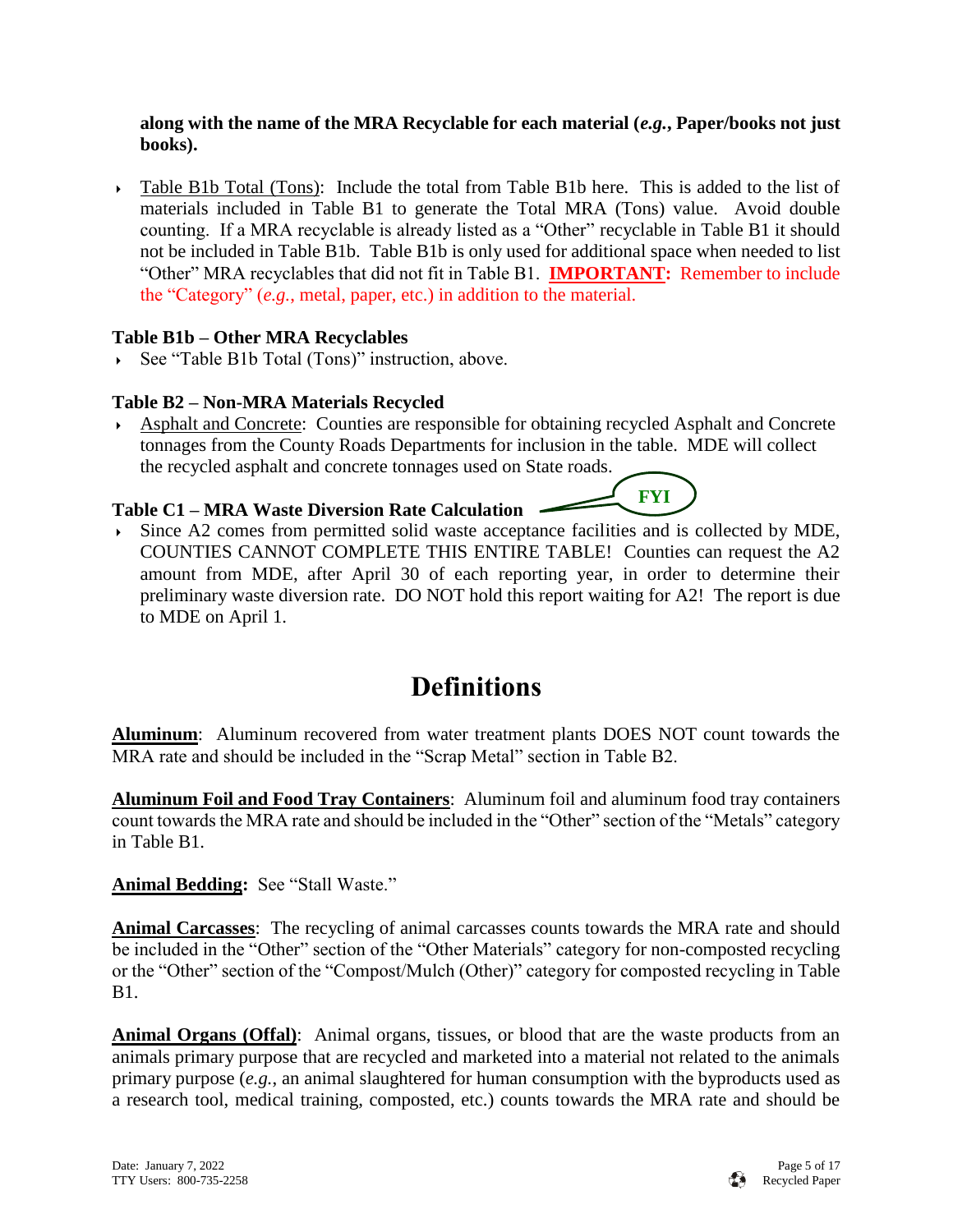**along with the name of the MRA Recyclable for each material (*e.g.*, Paper/books not just books).**

- Table B1b Total (Tons): Include the total from Table B1b here. This is added to the list of materials included in Table B1 to generate the Total MRA (Tons) value. Avoid double counting. If a MRA recyclable is already listed as a "Other" recyclable in Table B1 it should not be included in Table B1b. Table B1b is only used for additional space when needed to list "Other" MRA recyclables that did not fit in Table B1. **IMPORTANT:** Remember to include the "Category" (*e.g.*, metal, paper, etc.) in addition to the material.

### Table B1b – Other MRA Recyclables

- See "Table B1b Total (Tons)" instruction, above.

### Table B2 – Non-MRA Materials Recycled

- Asphalt and Concrete: Counties are responsible for obtaining recycled Asphalt and Concrete tonnages from the County Roads Departments for inclusion in the table. MDE will collect the recycled asphalt and concrete tonnages used on State roads.

### Table C1 – MRA Waste Diversion Rate Calculation

FYI

- Since A2 comes from permitted solid waste acceptance facilities and is collected by MDE, COUNTIES CANNOT COMPLETE THIS ENTIRE TABLE! Counties can request the A2 amount from MDE, after April 30 of each reporting year, in order to determine their preliminary waste diversion rate. DO NOT hold this report waiting for A2! The report is due to MDE on April 1.

# Definitions

**Aluminum**: Aluminum recovered from water treatment plants DOES NOT count towards the MRA rate and should be included in the "Scrap Metal" section in Table B2.

**Aluminum Foil and Food Tray Containers**: Aluminum foil and aluminum food tray containers count towards the MRA rate and should be included in the "Other" section of the "Metals" category in Table B1.

**Animal Bedding:** See "Stall Waste."

**Animal Carcasses**: The recycling of animal carcasses counts towards the MRA rate and should be included in the "Other" section of the "Other Materials" category for non-composted recycling or the "Other" section of the "Compost/Mulch (Other)" category for composted recycling in Table B1.

**Animal Organs (Offal)**: Animal organs, tissues, or blood that are the waste products from an animals primary purpose that are recycled and marketed into a material not related to the animals primary purpose (*e.g.*, an animal slaughtered for human consumption with the byproducts used as a research tool, medical training, composted, etc.) counts towards the MRA rate and should be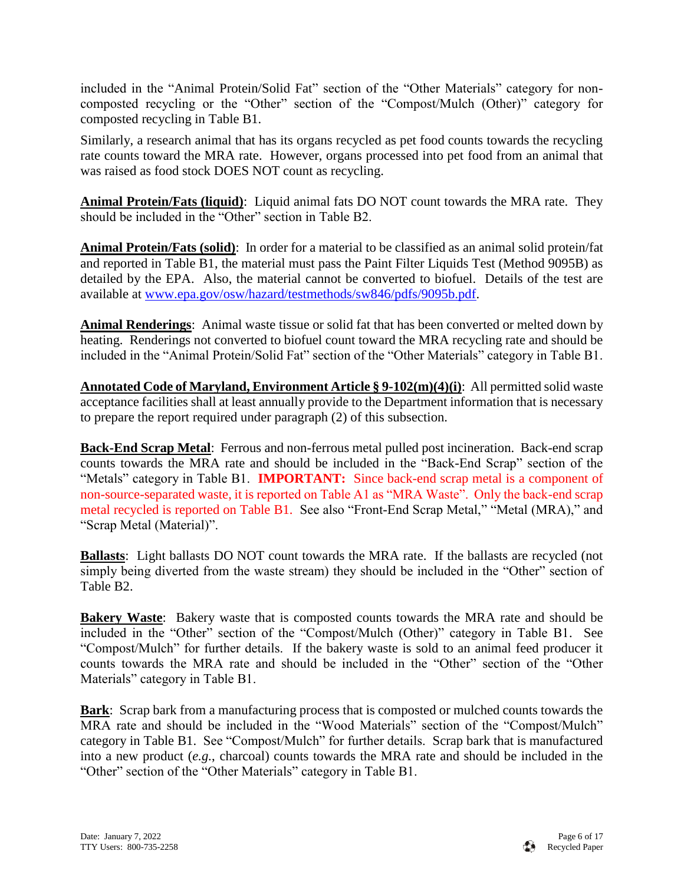included in the "Animal Protein/Solid Fat" section of the "Other Materials" category for non-composted recycling or the "Other" section of the "Compost/Mulch (Other)" category for composted recycling in Table B1.

Similarly, a research animal that has its organs recycled as pet food counts towards the recycling rate counts toward the MRA rate. However, organs processed into pet food from an animal that was raised as food stock DOES NOT count as recycling.

**Animal Protein/Fats (liquid)**: Liquid animal fats DO NOT count towards the MRA rate. They should be included in the "Other" section in Table B2.

**Animal Protein/Fats (solid)**: In order for a material to be classified as an animal solid protein/fat and reported in Table B1, the material must pass the Paint Filter Liquids Test (Method 9095B) as detailed by the EPA. Also, the material cannot be converted to biofuel. Details of the test are available at www.epa.gov/osw/hazard/testmethods/sw846/pdfs/9095b.pdf.

**Animal Renderings**: Animal waste tissue or solid fat that has been converted or melted down by heating. Renderings not converted to biofuel count toward the MRA recycling rate and should be included in the "Animal Protein/Solid Fat" section of the "Other Materials" category in Table B1.

**Annotated Code of Maryland, Environment Article § 9-102(m)(4)(i)**: All permitted solid waste acceptance facilities shall at least annually provide to the Department information that is necessary to prepare the report required under paragraph (2) of this subsection.

**Back-End Scrap Metal**: Ferrous and non-ferrous metal pulled post incineration. Back-end scrap counts towards the MRA rate and should be included in the "Back-End Scrap" section of the "Metals" category in Table B1. **IMPORTANT:** Since back-end scrap metal is a component of non-source-separated waste, it is reported on Table A1 as "MRA Waste". Only the back-end scrap metal recycled is reported on Table B1. See also "Front-End Scrap Metal," "Metal (MRA)," and "Scrap Metal (Material)".

**Ballasts**: Light ballasts DO NOT count towards the MRA rate. If the ballasts are recycled (not simply being diverted from the waste stream) they should be included in the "Other" section of Table B2.

**Bakery Waste**: Bakery waste that is composted counts towards the MRA rate and should be included in the "Other" section of the "Compost/Mulch (Other)" category in Table B1. See "Compost/Mulch" for further details. If the bakery waste is sold to an animal feed producer it counts towards the MRA rate and should be included in the "Other" section of the "Other Materials" category in Table B1.

**Bark**: Scrap bark from a manufacturing process that is composted or mulched counts towards the MRA rate and should be included in the "Wood Materials" section of the "Compost/Mulch" category in Table B1. See "Compost/Mulch" for further details. Scrap bark that is manufactured into a new product (*e.g.*, charcoal) counts towards the MRA rate and should be included in the "Other" section of the "Other Materials" category in Table B1.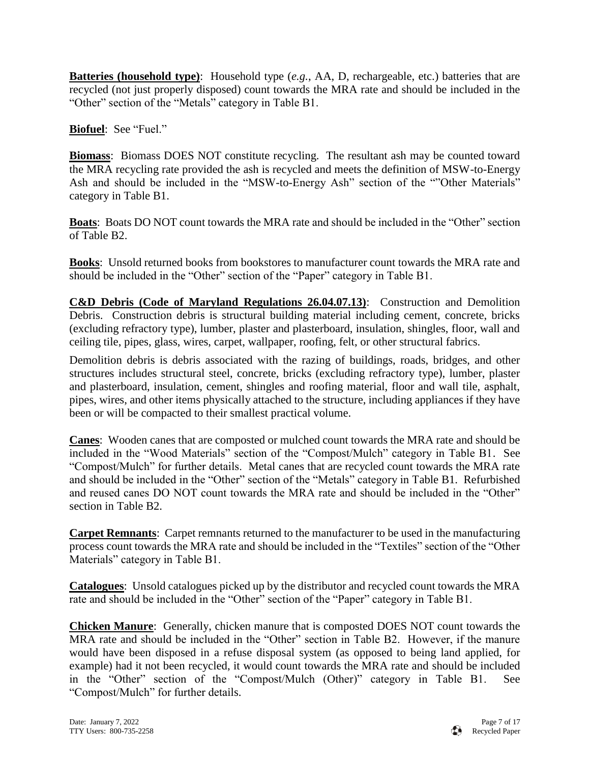**<u>Batteries (household type)</u>**: Household type (*e.g.*, AA, D, rechargeable, etc.) batteries that are recycled (not just properly disposed) count towards the MRA rate and should be included in the "Other" section of the "Metals" category in Table B1.

**<u>Biofuel</u>**: See "Fuel."

**<u>Biomass</u>**: Biomass DOES NOT constitute recycling. The resultant ash may be counted toward the MRA recycling rate provided the ash is recycled and meets the definition of MSW-to-Energy Ash and should be included in the "MSW-to-Energy Ash" section of the ""Other Materials" category in Table B1.

**<u>Boats</u>**: Boats DO NOT count towards the MRA rate and should be included in the "Other" section of Table B2.

**<u>Books</u>**: Unsold returned books from bookstores to manufacturer count towards the MRA rate and should be included in the "Other" section of the "Paper" category in Table B1.

**<u>C&D Debris (Code of Maryland Regulations 26.04.07.13)</u>**: Construction and Demolition Debris. Construction debris is structural building material including cement, concrete, bricks (excluding refractory type), lumber, plaster and plasterboard, insulation, shingles, floor, wall and ceiling tile, pipes, glass, wires, carpet, wallpaper, roofing, felt, or other structural fabrics.

Demolition debris is debris associated with the razing of buildings, roads, bridges, and other structures includes structural steel, concrete, bricks (excluding refractory type), lumber, plaster and plasterboard, insulation, cement, shingles and roofing material, floor and wall tile, asphalt, pipes, wires, and other items physically attached to the structure, including appliances if they have been or will be compacted to their smallest practical volume.

**<u>Canes</u>**: Wooden canes that are composted or mulched count towards the MRA rate and should be included in the "Wood Materials" section of the "Compost/Mulch" category in Table B1. See "Compost/Mulch" for further details. Metal canes that are recycled count towards the MRA rate and should be included in the "Other" section of the "Metals" category in Table B1. Refurbished and reused canes DO NOT count towards the MRA rate and should be included in the "Other" section in Table B2.

**<u>Carpet Remnants</u>**: Carpet remnants returned to the manufacturer to be used in the manufacturing process count towards the MRA rate and should be included in the "Textiles" section of the "Other Materials" category in Table B1.

**<u>Catalogues</u>**: Unsold catalogues picked up by the distributor and recycled count towards the MRA rate and should be included in the "Other" section of the "Paper" category in Table B1.

**<u>Chicken Manure</u>**: Generally, chicken manure that is composted DOES NOT count towards the MRA rate and should be included in the "Other" section in Table B2. However, if the manure would have been disposed in a refuse disposal system (as opposed to being land applied, for example) had it not been recycled, it would count towards the MRA rate and should be included in the "Other" section of the "Compost/Mulch (Other)" category in Table B1. See "Compost/Mulch" for further details.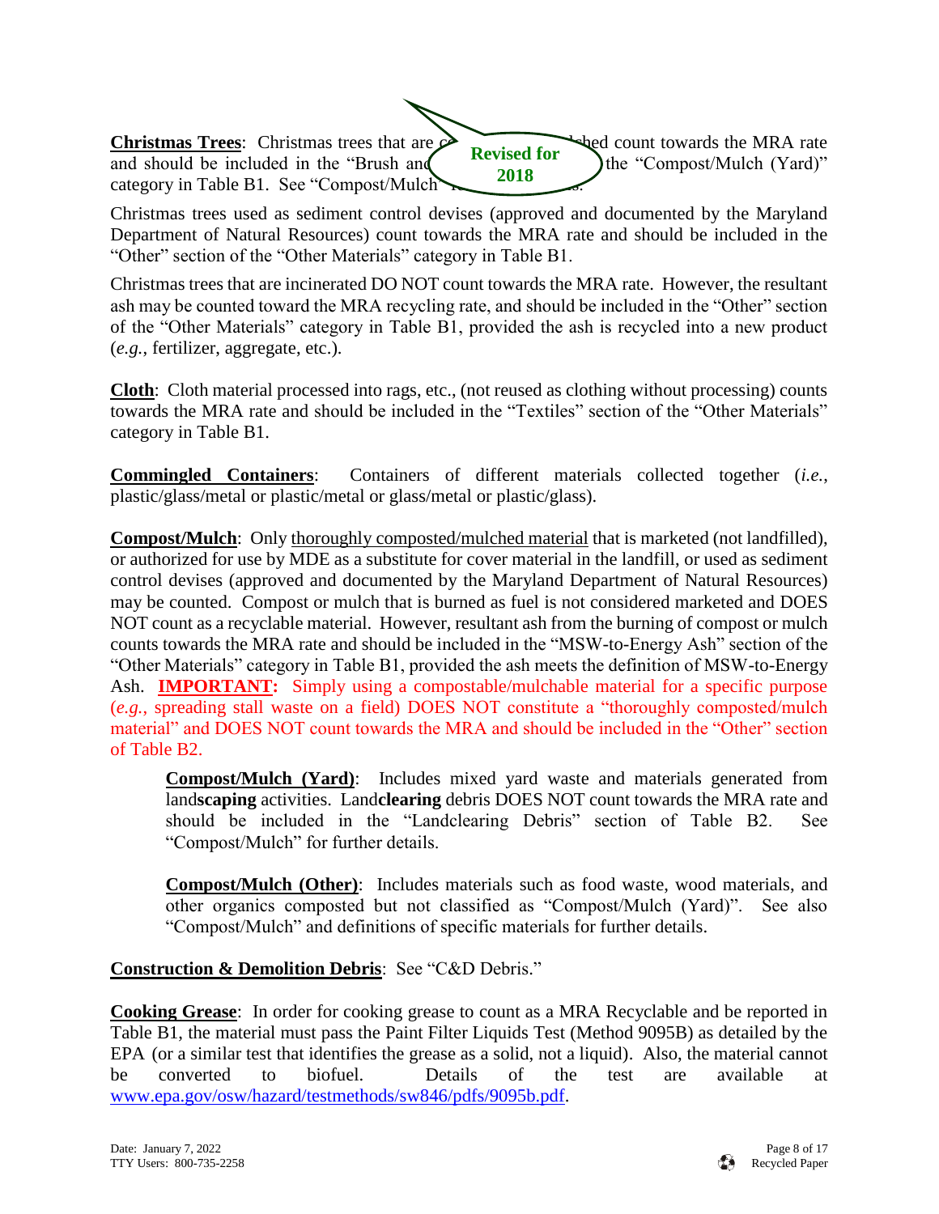**Revised for 2018**

**Christmas Trees**: Christmas trees that are composted/mulched count towards the MRA rate and should be included in the "Brush and [...] the "Compost/Mulch (Yard)" category in Table B1. See "Compost/Mulch" for further details.

Christmas trees used as sediment control devises (approved and documented by the Maryland Department of Natural Resources) count towards the MRA rate and should be included in the "Other" section of the "Other Materials" category in Table B1.

Christmas trees that are incinerated DO NOT count towards the MRA rate. However, the resultant ash may be counted toward the MRA recycling rate, and should be included in the "Other" section of the "Other Materials" category in Table B1, provided the ash is recycled into a new product (*e.g.*, fertilizer, aggregate, etc.).

**Cloth**: Cloth material processed into rags, etc., (not reused as clothing without processing) counts towards the MRA rate and should be included in the "Textiles" section of the "Other Materials" category in Table B1.

**Commingled Containers**: Containers of different materials collected together (*i.e.*, plastic/glass/metal or plastic/metal or glass/metal or plastic/glass).

**Compost/Mulch**: Only thoroughly composted/mulched material that is marketed (not landfilled), or authorized for use by MDE as a substitute for cover material in the landfill, or used as sediment control devises (approved and documented by the Maryland Department of Natural Resources) may be counted. Compost or mulch that is burned as fuel is not considered marketed and DOES NOT count as a recyclable material. However, resultant ash from the burning of compost or mulch counts towards the MRA rate and should be included in the "MSW-to-Energy Ash" section of the "Other Materials" category in Table B1, provided the ash meets the definition of MSW-to-Energy Ash. **IMPORTANT:** Simply using a compostable/mulchable material for a specific purpose (*e.g.*, spreading stall waste on a field) DOES NOT constitute a "thoroughly composted/mulch material" and DOES NOT count towards the MRA and should be included in the "Other" section of Table B2.

> **Compost/Mulch (Yard)**: Includes mixed yard waste and materials generated from land**scaping** activities. Land**clearing** debris DOES NOT count towards the MRA rate and should be included in the "Landclearing Debris" section of Table B2. See "Compost/Mulch" for further details.
>
> **Compost/Mulch (Other)**: Includes materials such as food waste, wood materials, and other organics composted but not classified as "Compost/Mulch (Yard)". See also "Compost/Mulch" and definitions of specific materials for further details.

**Construction & Demolition Debris**: See "C&D Debris."

**Cooking Grease**: In order for cooking grease to count as a MRA Recyclable and be reported in Table B1, the material must pass the Paint Filter Liquids Test (Method 9095B) as detailed by the EPA (or a similar test that identifies the grease as a solid, not a liquid). Also, the material cannot be converted to biofuel. Details of the test are available at www.epa.gov/osw/hazard/testmethods/sw846/pdfs/9095b.pdf.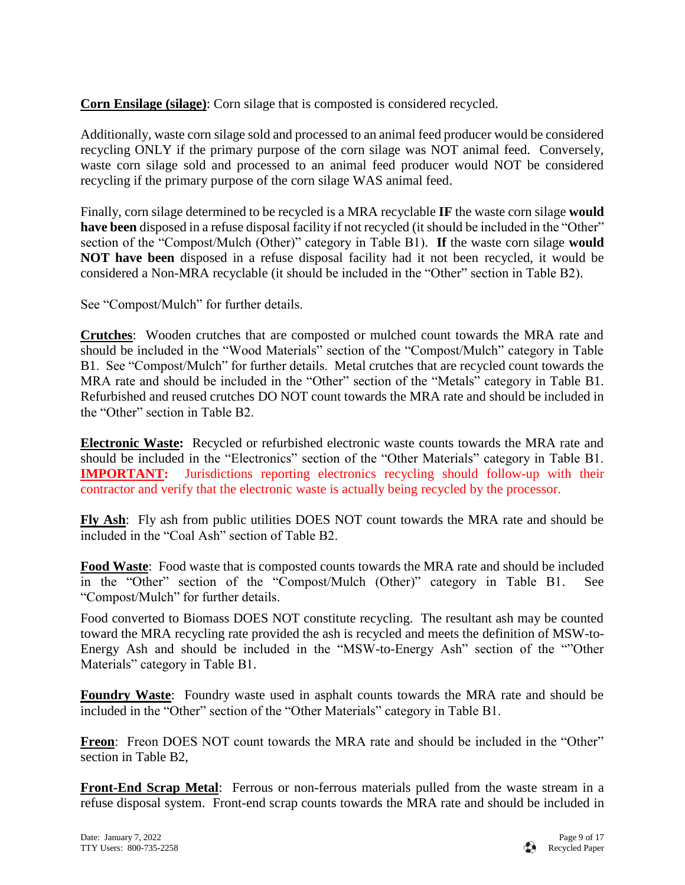**Corn Ensilage (silage)**: Corn silage that is composted is considered recycled.

Additionally, waste corn silage sold and processed to an animal feed producer would be considered recycling ONLY if the primary purpose of the corn silage was NOT animal feed. Conversely, waste corn silage sold and processed to an animal feed producer would NOT be considered recycling if the primary purpose of the corn silage WAS animal feed.

Finally, corn silage determined to be recycled is a MRA recyclable **IF** the waste corn silage **would have been** disposed in a refuse disposal facility if not recycled (it should be included in the "Other" section of the "Compost/Mulch (Other)" category in Table B1). **If** the waste corn silage **would NOT have been** disposed in a refuse disposal facility had it not been recycled, it would be considered a Non-MRA recyclable (it should be included in the "Other" section in Table B2).

See "Compost/Mulch" for further details.

**Crutches**: Wooden crutches that are composted or mulched count towards the MRA rate and should be included in the "Wood Materials" section of the "Compost/Mulch" category in Table B1. See "Compost/Mulch" for further details. Metal crutches that are recycled count towards the MRA rate and should be included in the "Other" section of the "Metals" category in Table B1. Refurbished and reused crutches DO NOT count towards the MRA rate and should be included in the "Other" section in Table B2.

**Electronic Waste:** Recycled or refurbished electronic waste counts towards the MRA rate and should be included in the "Electronics" section of the "Other Materials" category in Table B1. **IMPORTANT:** Jurisdictions reporting electronics recycling should follow-up with their contractor and verify that the electronic waste is actually being recycled by the processor.

**Fly Ash**: Fly ash from public utilities DOES NOT count towards the MRA rate and should be included in the "Coal Ash" section of Table B2.

**Food Waste**: Food waste that is composted counts towards the MRA rate and should be included in the "Other" section of the "Compost/Mulch (Other)" category in Table B1. See "Compost/Mulch" for further details.

Food converted to Biomass DOES NOT constitute recycling. The resultant ash may be counted toward the MRA recycling rate provided the ash is recycled and meets the definition of MSW-to-Energy Ash and should be included in the "MSW-to-Energy Ash" section of the ""Other Materials" category in Table B1.

**Foundry Waste**: Foundry waste used in asphalt counts towards the MRA rate and should be included in the "Other" section of the "Other Materials" category in Table B1.

**Freon**: Freon DOES NOT count towards the MRA rate and should be included in the "Other" section in Table B2,

**Front-End Scrap Metal**: Ferrous or non-ferrous materials pulled from the waste stream in a refuse disposal system. Front-end scrap counts towards the MRA rate and should be included in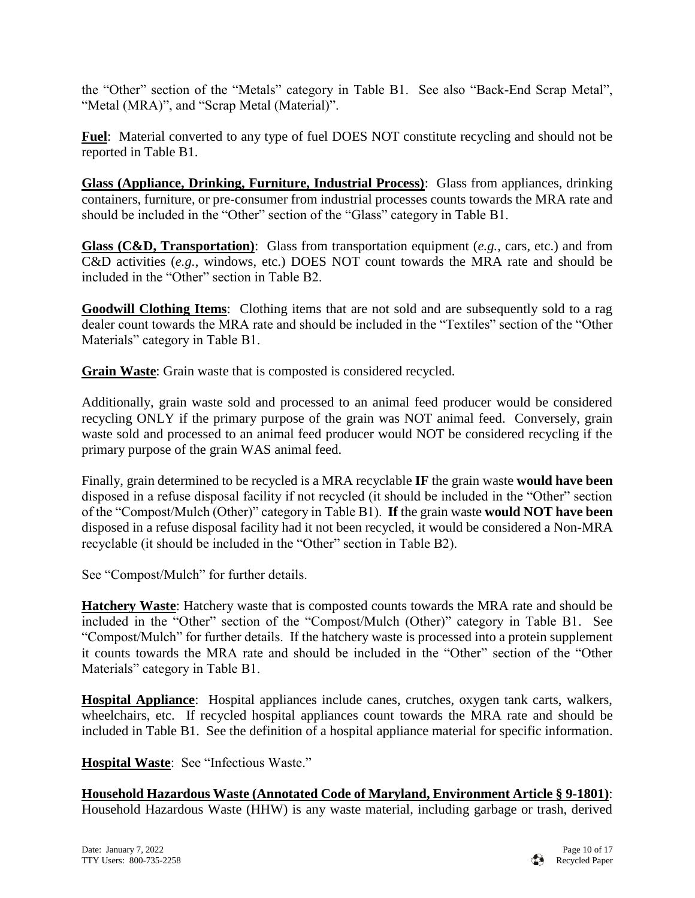the "Other" section of the "Metals" category in Table B1. See also "Back-End Scrap Metal", "Metal (MRA)", and "Scrap Metal (Material)".

**Fuel**: Material converted to any type of fuel DOES NOT constitute recycling and should not be reported in Table B1.

**Glass (Appliance, Drinking, Furniture, Industrial Process)**: Glass from appliances, drinking containers, furniture, or pre-consumer from industrial processes counts towards the MRA rate and should be included in the "Other" section of the "Glass" category in Table B1.

**Glass (C&D, Transportation)**: Glass from transportation equipment (*e.g.*, cars, etc.) and from C&D activities (*e.g.*, windows, etc.) DOES NOT count towards the MRA rate and should be included in the "Other" section in Table B2.

**Goodwill Clothing Items**: Clothing items that are not sold and are subsequently sold to a rag dealer count towards the MRA rate and should be included in the "Textiles" section of the "Other Materials" category in Table B1.

**Grain Waste**: Grain waste that is composted is considered recycled.

Additionally, grain waste sold and processed to an animal feed producer would be considered recycling ONLY if the primary purpose of the grain was NOT animal feed. Conversely, grain waste sold and processed to an animal feed producer would NOT be considered recycling if the primary purpose of the grain WAS animal feed.

Finally, grain determined to be recycled is a MRA recyclable **IF** the grain waste **would have been** disposed in a refuse disposal facility if not recycled (it should be included in the "Other" section of the "Compost/Mulch (Other)" category in Table B1). **If** the grain waste **would NOT have been** disposed in a refuse disposal facility had it not been recycled, it would be considered a Non-MRA recyclable (it should be included in the "Other" section in Table B2).

See "Compost/Mulch" for further details.

**Hatchery Waste**: Hatchery waste that is composted counts towards the MRA rate and should be included in the "Other" section of the "Compost/Mulch (Other)" category in Table B1. See "Compost/Mulch" for further details. If the hatchery waste is processed into a protein supplement it counts towards the MRA rate and should be included in the "Other" section of the "Other Materials" category in Table B1.

**Hospital Appliance**: Hospital appliances include canes, crutches, oxygen tank carts, walkers, wheelchairs, etc. If recycled hospital appliances count towards the MRA rate and should be included in Table B1. See the definition of a hospital appliance material for specific information.

**Hospital Waste**: See "Infectious Waste."

**Household Hazardous Waste (Annotated Code of Maryland, Environment Article § 9-1801)**: Household Hazardous Waste (HHW) is any waste material, including garbage or trash, derived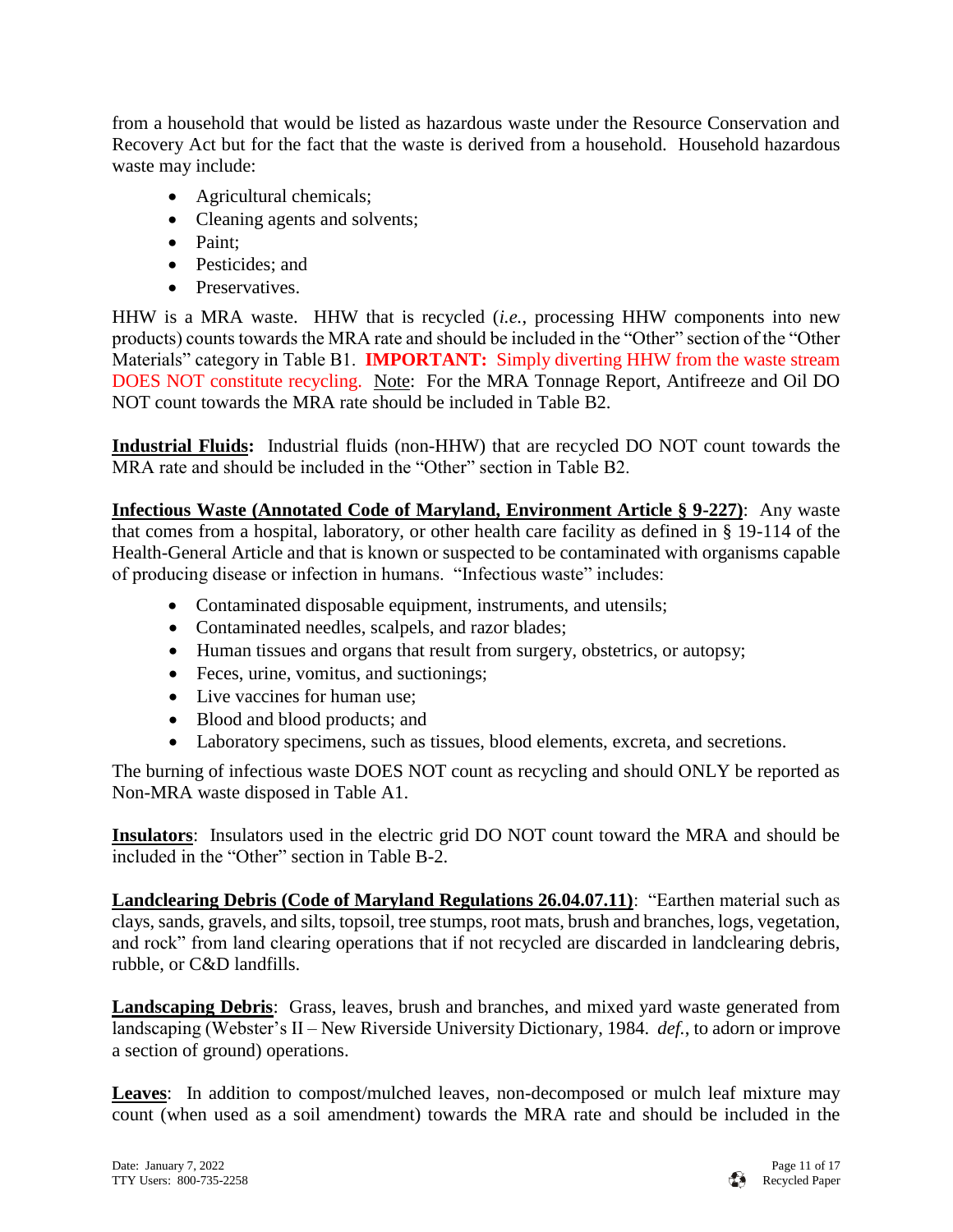from a household that would be listed as hazardous waste under the Resource Conservation and Recovery Act but for the fact that the waste is derived from a household. Household hazardous waste may include:

- Agricultural chemicals;
- Cleaning agents and solvents;
- Paint;
- Pesticides; and
- Preservatives.

HHW is a MRA waste. HHW that is recycled (*i.e.*, processing HHW components into new products) counts towards the MRA rate and should be included in the "Other" section of the "Other Materials" category in Table B1. **IMPORTANT:** Simply diverting HHW from the waste stream DOES NOT constitute recycling. Note: For the MRA Tonnage Report, Antifreeze and Oil DO NOT count towards the MRA rate should be included in Table B2.

**Industrial Fluids:** Industrial fluids (non-HHW) that are recycled DO NOT count towards the MRA rate and should be included in the "Other" section in Table B2.

**Infectious Waste (Annotated Code of Maryland, Environment Article § 9-227)**: Any waste that comes from a hospital, laboratory, or other health care facility as defined in § 19-114 of the Health-General Article and that is known or suspected to be contaminated with organisms capable of producing disease or infection in humans. "Infectious waste" includes:

- Contaminated disposable equipment, instruments, and utensils;
- Contaminated needles, scalpels, and razor blades;
- Human tissues and organs that result from surgery, obstetrics, or autopsy;
- Feces, urine, vomitus, and suctionings;
- Live vaccines for human use;
- Blood and blood products; and
- Laboratory specimens, such as tissues, blood elements, excreta, and secretions.

The burning of infectious waste DOES NOT count as recycling and should ONLY be reported as Non-MRA waste disposed in Table A1.

**Insulators**: Insulators used in the electric grid DO NOT count toward the MRA and should be included in the "Other" section in Table B-2.

**Landclearing Debris (Code of Maryland Regulations 26.04.07.11)**: "Earthen material such as clays, sands, gravels, and silts, topsoil, tree stumps, root mats, brush and branches, logs, vegetation, and rock" from land clearing operations that if not recycled are discarded in landclearing debris, rubble, or C&D landfills.

**Landscaping Debris**: Grass, leaves, brush and branches, and mixed yard waste generated from landscaping (Webster's II – New Riverside University Dictionary, 1984. *def.*, to adorn or improve a section of ground) operations.

**Leaves**: In addition to compost/mulched leaves, non-decomposed or mulch leaf mixture may count (when used as a soil amendment) towards the MRA rate and should be included in the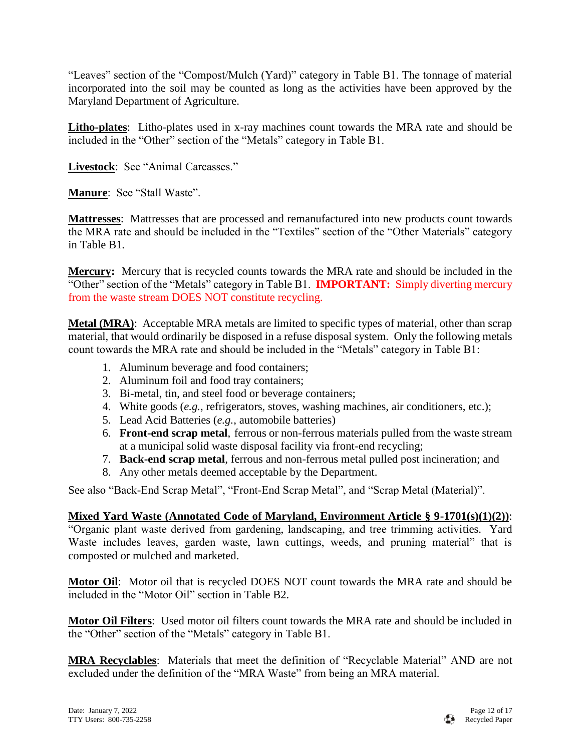"Leaves" section of the "Compost/Mulch (Yard)" category in Table B1. The tonnage of material incorporated into the soil may be counted as long as the activities have been approved by the Maryland Department of Agriculture.

**Litho-plates**: Litho-plates used in x-ray machines count towards the MRA rate and should be included in the "Other" section of the "Metals" category in Table B1.

**Livestock**: See "Animal Carcasses."

**Manure**: See "Stall Waste".

**Mattresses**: Mattresses that are processed and remanufactured into new products count towards the MRA rate and should be included in the "Textiles" section of the "Other Materials" category in Table B1.

**Mercury:** Mercury that is recycled counts towards the MRA rate and should be included in the "Other" section of the "Metals" category in Table B1. **IMPORTANT:** Simply diverting mercury from the waste stream DOES NOT constitute recycling.

**Metal (MRA)**: Acceptable MRA metals are limited to specific types of material, other than scrap material, that would ordinarily be disposed in a refuse disposal system. Only the following metals count towards the MRA rate and should be included in the "Metals" category in Table B1:

1. Aluminum beverage and food containers;
2. Aluminum foil and food tray containers;
3. Bi-metal, tin, and steel food or beverage containers;
4. White goods (*e.g.*, refrigerators, stoves, washing machines, air conditioners, etc.);
5. Lead Acid Batteries (*e.g.*, automobile batteries)
6. **Front-end scrap metal**, ferrous or non-ferrous materials pulled from the waste stream at a municipal solid waste disposal facility via front-end recycling;
7. **Back-end scrap metal**, ferrous and non-ferrous metal pulled post incineration; and
8. Any other metals deemed acceptable by the Department.

See also "Back-End Scrap Metal", "Front-End Scrap Metal", and "Scrap Metal (Material)".

**Mixed Yard Waste (Annotated Code of Maryland, Environment Article § 9-1701(s)(1)(2))**: "Organic plant waste derived from gardening, landscaping, and tree trimming activities. Yard Waste includes leaves, garden waste, lawn cuttings, weeds, and pruning material" that is composted or mulched and marketed.

**Motor Oil**: Motor oil that is recycled DOES NOT count towards the MRA rate and should be included in the "Motor Oil" section in Table B2.

**Motor Oil Filters**: Used motor oil filters count towards the MRA rate and should be included in the "Other" section of the "Metals" category in Table B1.

**MRA Recyclables**: Materials that meet the definition of "Recyclable Material" AND are not excluded under the definition of the "MRA Waste" from being an MRA material.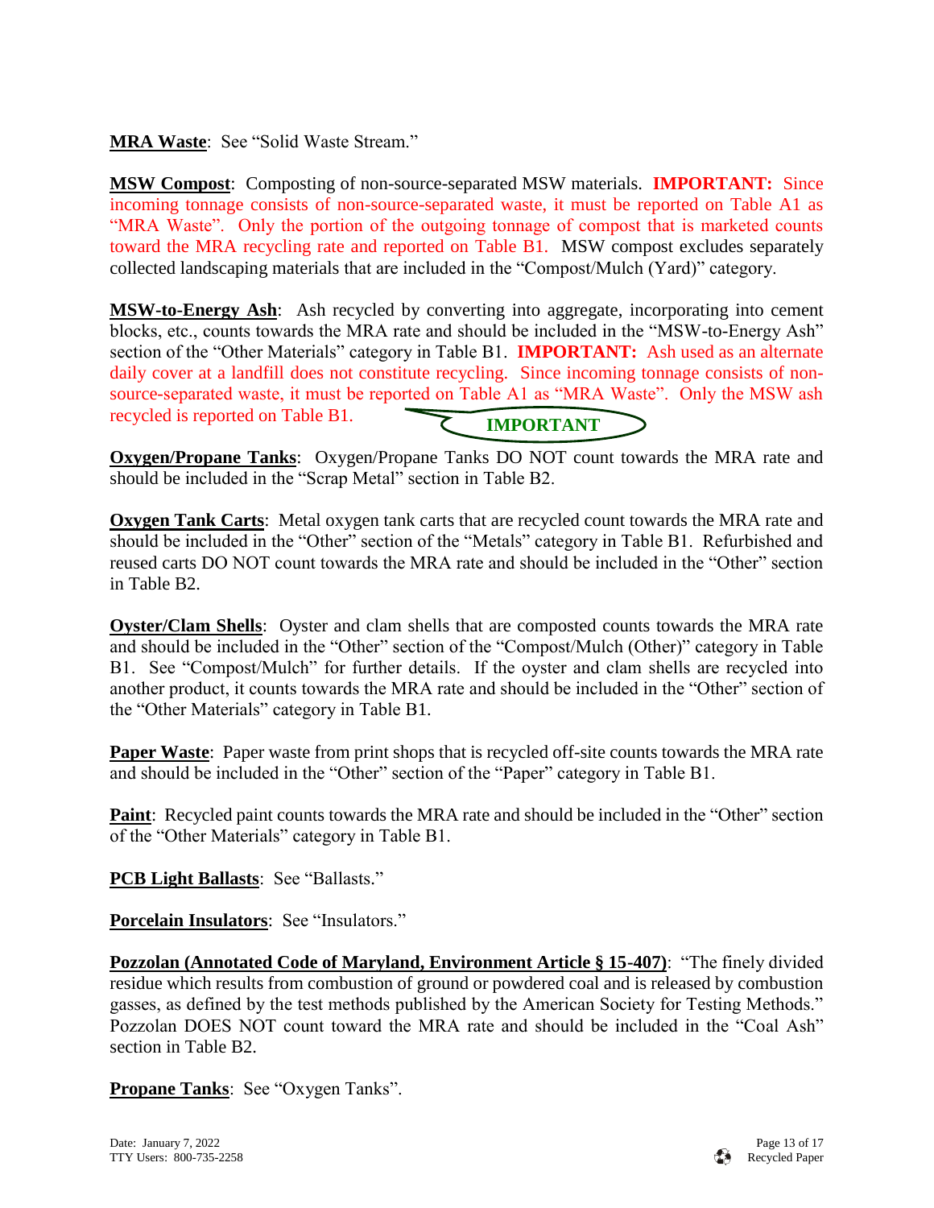**MRA Waste**: See "Solid Waste Stream."

**MSW Compost**: Composting of non-source-separated MSW materials. **IMPORTANT:** Since incoming tonnage consists of non-source-separated waste, it must be reported on Table A1 as "MRA Waste". Only the portion of the outgoing tonnage of compost that is marketed counts toward the MRA recycling rate and reported on Table B1. MSW compost excludes separately collected landscaping materials that are included in the "Compost/Mulch (Yard)" category.

**MSW-to-Energy Ash**: Ash recycled by converting into aggregate, incorporating into cement blocks, etc., counts towards the MRA rate and should be included in the "MSW-to-Energy Ash" section of the "Other Materials" category in Table B1. **IMPORTANT:** Ash used as an alternate daily cover at a landfill does not constitute recycling. Since incoming tonnage consists of non-source-separated waste, it must be reported on Table A1 as "MRA Waste". Only the MSW ash recycled is reported on Table B1.

**IMPORTANT**

**Oxygen/Propane Tanks**: Oxygen/Propane Tanks DO NOT count towards the MRA rate and should be included in the "Scrap Metal" section in Table B2.

**Oxygen Tank Carts**: Metal oxygen tank carts that are recycled count towards the MRA rate and should be included in the "Other" section of the "Metals" category in Table B1. Refurbished and reused carts DO NOT count towards the MRA rate and should be included in the "Other" section in Table B2.

**Oyster/Clam Shells**: Oyster and clam shells that are composted counts towards the MRA rate and should be included in the "Other" section of the "Compost/Mulch (Other)" category in Table B1. See "Compost/Mulch" for further details. If the oyster and clam shells are recycled into another product, it counts towards the MRA rate and should be included in the "Other" section of the "Other Materials" category in Table B1.

**Paper Waste**: Paper waste from print shops that is recycled off-site counts towards the MRA rate and should be included in the "Other" section of the "Paper" category in Table B1.

**Paint**: Recycled paint counts towards the MRA rate and should be included in the "Other" section of the "Other Materials" category in Table B1.

**PCB Light Ballasts**: See "Ballasts."

**Porcelain Insulators**: See "Insulators."

**Pozzolan (Annotated Code of Maryland, Environment Article § 15-407)**: "The finely divided residue which results from combustion of ground or powdered coal and is released by combustion gasses, as defined by the test methods published by the American Society for Testing Methods." Pozzolan DOES NOT count toward the MRA rate and should be included in the "Coal Ash" section in Table B2.

**Propane Tanks**: See "Oxygen Tanks".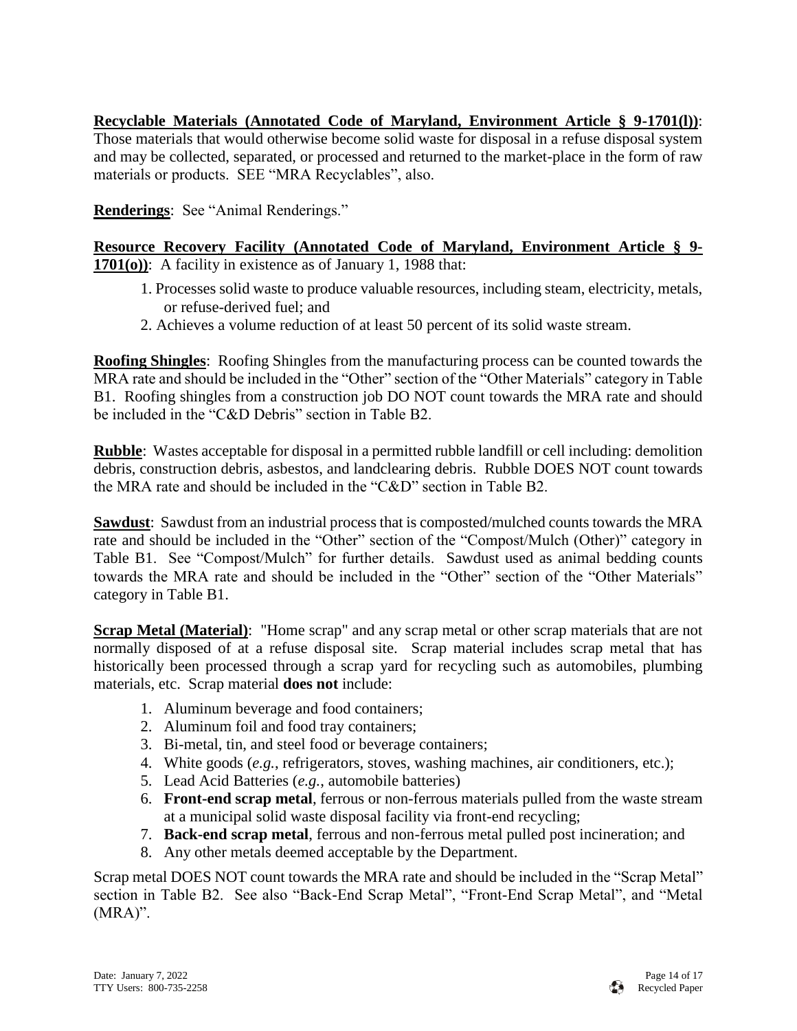**Recyclable Materials (Annotated Code of Maryland, Environment Article § 9-1701(l))**: Those materials that would otherwise become solid waste for disposal in a refuse disposal system and may be collected, separated, or processed and returned to the market-place in the form of raw materials or products. SEE "MRA Recyclables", also.

**Renderings**: See "Animal Renderings."

**Resource Recovery Facility (Annotated Code of Maryland, Environment Article § 9-1701(o))**: A facility in existence as of January 1, 1988 that:

1. Processes solid waste to produce valuable resources, including steam, electricity, metals, or refuse-derived fuel; and
2. Achieves a volume reduction of at least 50 percent of its solid waste stream.

**Roofing Shingles**: Roofing Shingles from the manufacturing process can be counted towards the MRA rate and should be included in the "Other" section of the "Other Materials" category in Table B1. Roofing shingles from a construction job DO NOT count towards the MRA rate and should be included in the "C&D Debris" section in Table B2.

**Rubble**: Wastes acceptable for disposal in a permitted rubble landfill or cell including: demolition debris, construction debris, asbestos, and landclearing debris. Rubble DOES NOT count towards the MRA rate and should be included in the "C&D" section in Table B2.

**Sawdust**: Sawdust from an industrial process that is composted/mulched counts towards the MRA rate and should be included in the "Other" section of the "Compost/Mulch (Other)" category in Table B1. See "Compost/Mulch" for further details. Sawdust used as animal bedding counts towards the MRA rate and should be included in the "Other" section of the "Other Materials" category in Table B1.

**Scrap Metal (Material)**: "Home scrap" and any scrap metal or other scrap materials that are not normally disposed of at a refuse disposal site. Scrap material includes scrap metal that has historically been processed through a scrap yard for recycling such as automobiles, plumbing materials, etc. Scrap material **does not** include:

1. Aluminum beverage and food containers;
2. Aluminum foil and food tray containers;
3. Bi-metal, tin, and steel food or beverage containers;
4. White goods (*e.g.*, refrigerators, stoves, washing machines, air conditioners, etc.);
5. Lead Acid Batteries (*e.g.*, automobile batteries)
6. **Front-end scrap metal**, ferrous or non-ferrous materials pulled from the waste stream at a municipal solid waste disposal facility via front-end recycling;
7. **Back-end scrap metal**, ferrous and non-ferrous metal pulled post incineration; and
8. Any other metals deemed acceptable by the Department.

Scrap metal DOES NOT count towards the MRA rate and should be included in the "Scrap Metal" section in Table B2. See also "Back-End Scrap Metal", "Front-End Scrap Metal", and "Metal (MRA)".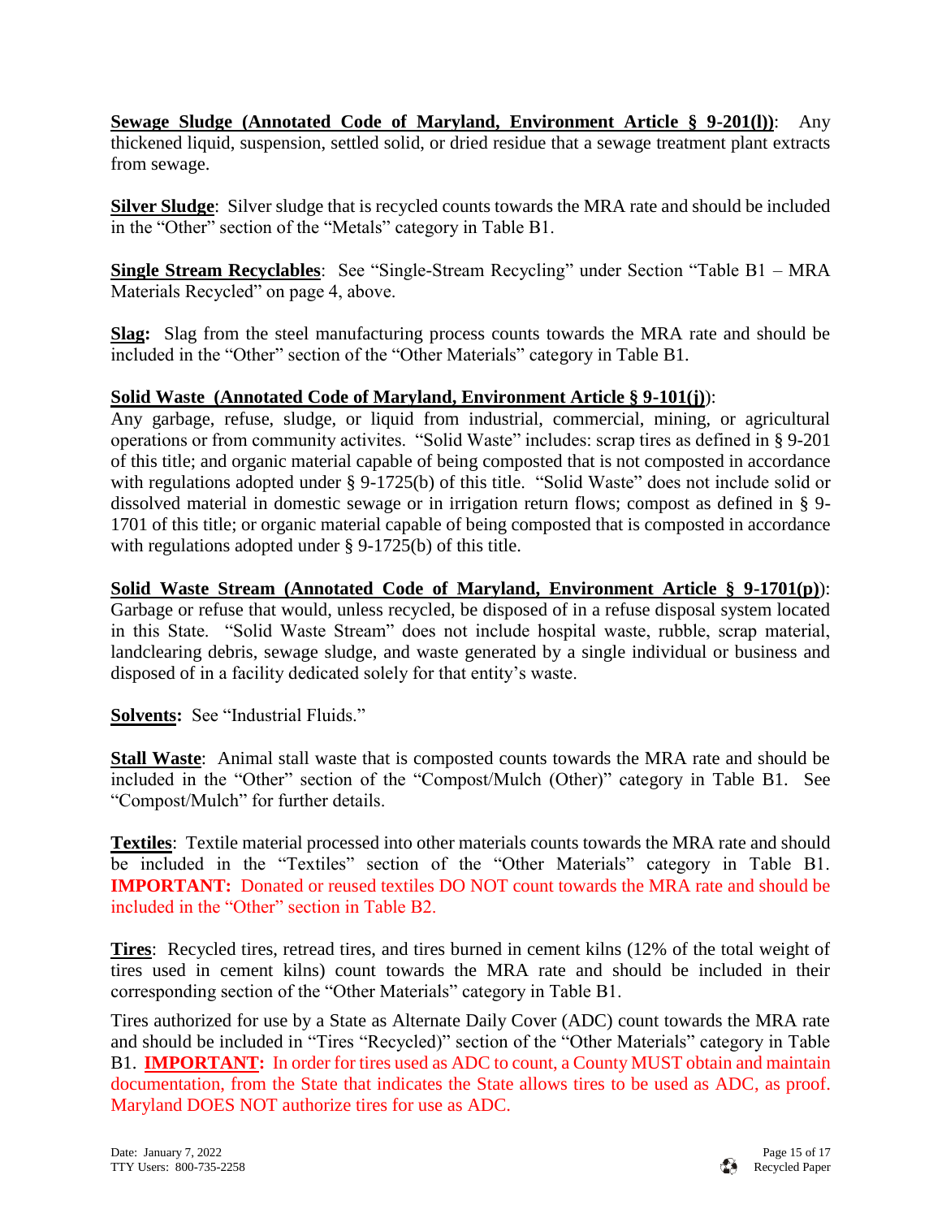**Sewage Sludge (Annotated Code of Maryland, Environment Article § 9-201(l))**: Any thickened liquid, suspension, settled solid, or dried residue that a sewage treatment plant extracts from sewage.

**Silver Sludge**: Silver sludge that is recycled counts towards the MRA rate and should be included in the "Other" section of the "Metals" category in Table B1.

**Single Stream Recyclables**: See "Single-Stream Recycling" under Section "Table B1 – MRA Materials Recycled" on page 4, above.

**Slag:** Slag from the steel manufacturing process counts towards the MRA rate and should be included in the "Other" section of the "Other Materials" category in Table B1.

**Solid Waste (Annotated Code of Maryland, Environment Article § 9-101(j))**:
Any garbage, refuse, sludge, or liquid from industrial, commercial, mining, or agricultural operations or from community activites. "Solid Waste" includes: scrap tires as defined in § 9-201 of this title; and organic material capable of being composted that is not composted in accordance with regulations adopted under § 9-1725(b) of this title. "Solid Waste" does not include solid or dissolved material in domestic sewage or in irrigation return flows; compost as defined in § 9-1701 of this title; or organic material capable of being composted that is composted in accordance with regulations adopted under § 9-1725(b) of this title.

**Solid Waste Stream (Annotated Code of Maryland, Environment Article § 9-1701(p))**:
Garbage or refuse that would, unless recycled, be disposed of in a refuse disposal system located in this State. "Solid Waste Stream" does not include hospital waste, rubble, scrap material, landclearing debris, sewage sludge, and waste generated by a single individual or business and disposed of in a facility dedicated solely for that entity's waste.

**Solvents:** See "Industrial Fluids."

**Stall Waste**: Animal stall waste that is composted counts towards the MRA rate and should be included in the "Other" section of the "Compost/Mulch (Other)" category in Table B1. See "Compost/Mulch" for further details.

**Textiles**: Textile material processed into other materials counts towards the MRA rate and should be included in the "Textiles" section of the "Other Materials" category in Table B1. **IMPORTANT:** Donated or reused textiles DO NOT count towards the MRA rate and should be included in the "Other" section in Table B2.

**Tires**: Recycled tires, retread tires, and tires burned in cement kilns (12% of the total weight of tires used in cement kilns) count towards the MRA rate and should be included in their corresponding section of the "Other Materials" category in Table B1.

Tires authorized for use by a State as Alternate Daily Cover (ADC) count towards the MRA rate and should be included in "Tires "Recycled)" section of the "Other Materials" category in Table B1. **IMPORTANT:** In order for tires used as ADC to count, a County MUST obtain and maintain documentation, from the State that indicates the State allows tires to be used as ADC, as proof. Maryland DOES NOT authorize tires for use as ADC.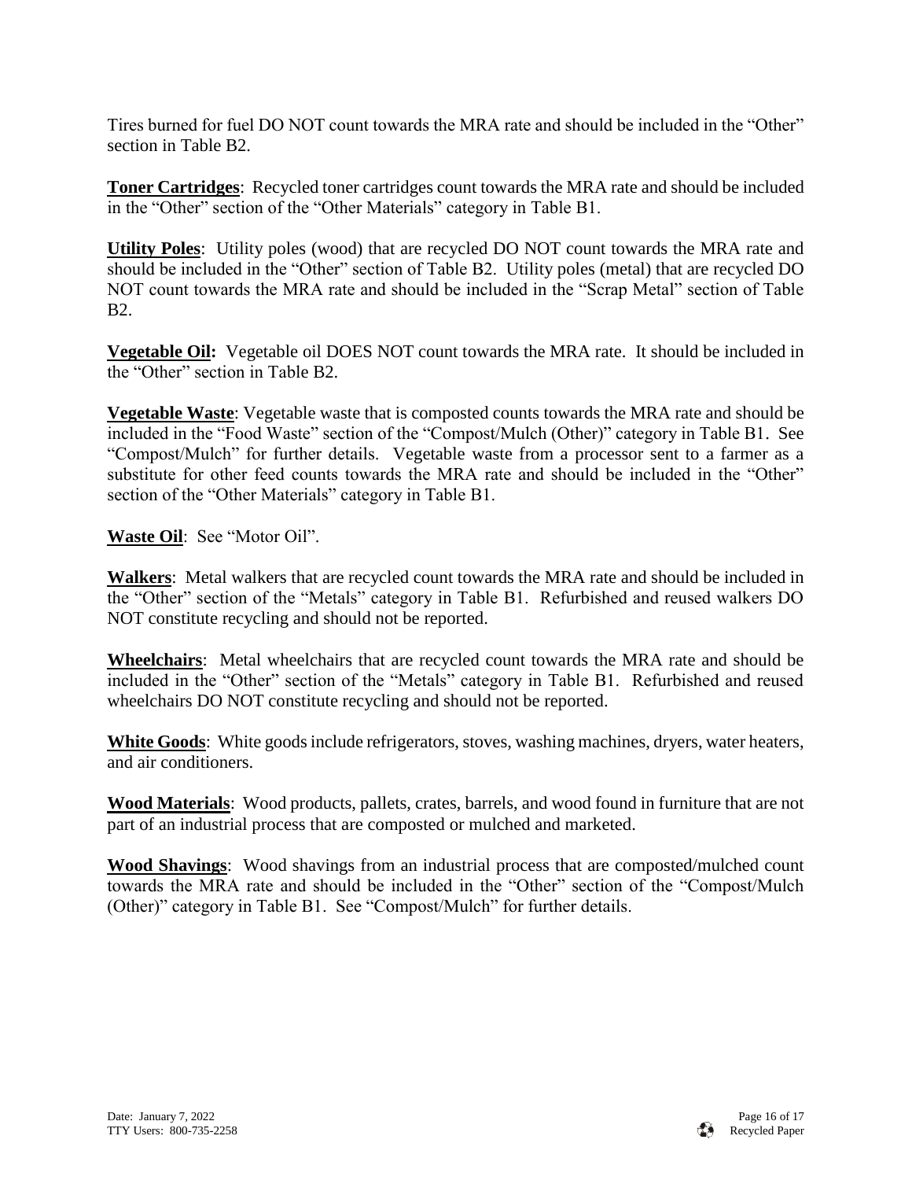Tires burned for fuel DO NOT count towards the MRA rate and should be included in the "Other" section in Table B2.

**Toner Cartridges**: Recycled toner cartridges count towards the MRA rate and should be included in the "Other" section of the "Other Materials" category in Table B1.

**Utility Poles**: Utility poles (wood) that are recycled DO NOT count towards the MRA rate and should be included in the "Other" section of Table B2. Utility poles (metal) that are recycled DO NOT count towards the MRA rate and should be included in the "Scrap Metal" section of Table B2.

**Vegetable Oil:** Vegetable oil DOES NOT count towards the MRA rate. It should be included in the "Other" section in Table B2.

**Vegetable Waste**: Vegetable waste that is composted counts towards the MRA rate and should be included in the "Food Waste" section of the "Compost/Mulch (Other)" category in Table B1. See "Compost/Mulch" for further details. Vegetable waste from a processor sent to a farmer as a substitute for other feed counts towards the MRA rate and should be included in the "Other" section of the "Other Materials" category in Table B1.

**Waste Oil**: See "Motor Oil".

**Walkers**: Metal walkers that are recycled count towards the MRA rate and should be included in the "Other" section of the "Metals" category in Table B1. Refurbished and reused walkers DO NOT constitute recycling and should not be reported.

**Wheelchairs**: Metal wheelchairs that are recycled count towards the MRA rate and should be included in the "Other" section of the "Metals" category in Table B1. Refurbished and reused wheelchairs DO NOT constitute recycling and should not be reported.

**White Goods**: White goods include refrigerators, stoves, washing machines, dryers, water heaters, and air conditioners.

**Wood Materials**: Wood products, pallets, crates, barrels, and wood found in furniture that are not part of an industrial process that are composted or mulched and marketed.

**Wood Shavings**: Wood shavings from an industrial process that are composted/mulched count towards the MRA rate and should be included in the "Other" section of the "Compost/Mulch (Other)" category in Table B1. See "Compost/Mulch" for further details.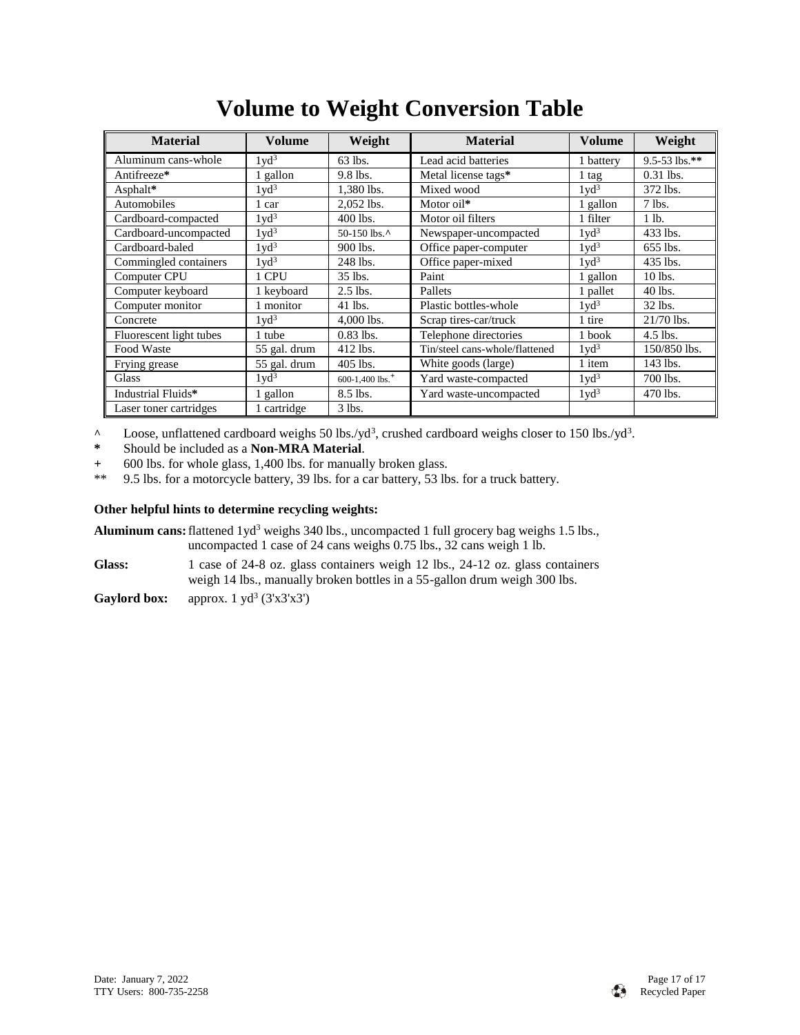# Volume to Weight Conversion Table

| Material | Volume | Weight | Material | Volume | Weight |
|---|---|---|---|---|---|
| Aluminum cans-whole | $1yd^3$ | 63 lbs. | Lead acid batteries | 1 battery | 9.5-53 lbs.** |
| Antifreeze* | 1 gallon | 9.8 lbs. | Metal license tags* | 1 tag | 0.31 lbs. |
| Asphalt* | $1yd^3$ | 1,380 lbs. | Mixed wood | $1yd^3$ | 372 lbs. |
| Automobiles | 1 car | 2,052 lbs. | Motor oil* | 1 gallon | 7 lbs. |
| Cardboard-compacted | $1yd^3$ | 400 lbs. | Motor oil filters | 1 filter | 1 lb. |
| Cardboard-uncompacted | $1yd^3$ | 50-150 lbs.^ | Newspaper-uncompacted | $1yd^3$ | 433 lbs. |
| Cardboard-baled | $1yd^3$ | 900 lbs. | Office paper-computer | $1yd^3$ | 655 lbs. |
| Commingled containers | $1yd^3$ | 248 lbs. | Office paper-mixed | $1yd^3$ | 435 lbs. |
| Computer CPU | 1 CPU | 35 lbs. | Paint | 1 gallon | 10 lbs. |
| Computer keyboard | 1 keyboard | 2.5 lbs. | Pallets | 1 pallet | 40 lbs. |
| Computer monitor | 1 monitor | 41 lbs. | Plastic bottles-whole | $1yd^3$ | 32 lbs. |
| Concrete | $1yd^3$ | 4,000 lbs. | Scrap tires-car/truck | 1 tire | 21/70 lbs. |
| Fluorescent light tubes | 1 tube | 0.83 lbs. | Telephone directories | 1 book | 4.5 lbs. |
| Food Waste | 55 gal. drum | 412 lbs. | Tin/steel cans-whole/flattened | $1yd^3$ | 150/850 lbs. |
| Frying grease | 55 gal. drum | 405 lbs. | White goods (large) | 1 item | 143 lbs. |
| Glass | $1yd^3$ | 600-1,400 lbs.+ | Yard waste-compacted | $1yd^3$ | 700 lbs. |
| Industrial Fluids* | 1 gallon | 8.5 lbs. | Yard waste-uncompacted | $1yd^3$ | 470 lbs. |
| Laser toner cartridges | 1 cartridge | 3 lbs. | | | |

^ Loose, unflattened cardboard weighs 50 lbs./$yd^3$, crushed cardboard weighs closer to 150 lbs./$yd^3$.

* Should be included as a **Non-MRA Material**.

+ 600 lbs. for whole glass, 1,400 lbs. for manually broken glass.

** 9.5 lbs. for a motorcycle battery, 39 lbs. for a car battery, 53 lbs. for a truck battery.

**Other helpful hints to determine recycling weights:**

**Aluminum cans:** flattened $1yd^3$ weighs 340 lbs., uncompacted 1 full grocery bag weighs 1.5 lbs., uncompacted 1 case of 24 cans weighs 0.75 lbs., 32 cans weigh 1 lb.

**Glass:** 1 case of 24-8 oz. glass containers weigh 12 lbs., 24-12 oz. glass containers weigh 14 lbs., manually broken bottles in a 55-gallon drum weigh 300 lbs.

**Gaylord box:** approx. 1 $yd^3$ (3'x3'x3')

Date: January 7, 2022
TTY Users: 800-735-2258

Recycled Paper